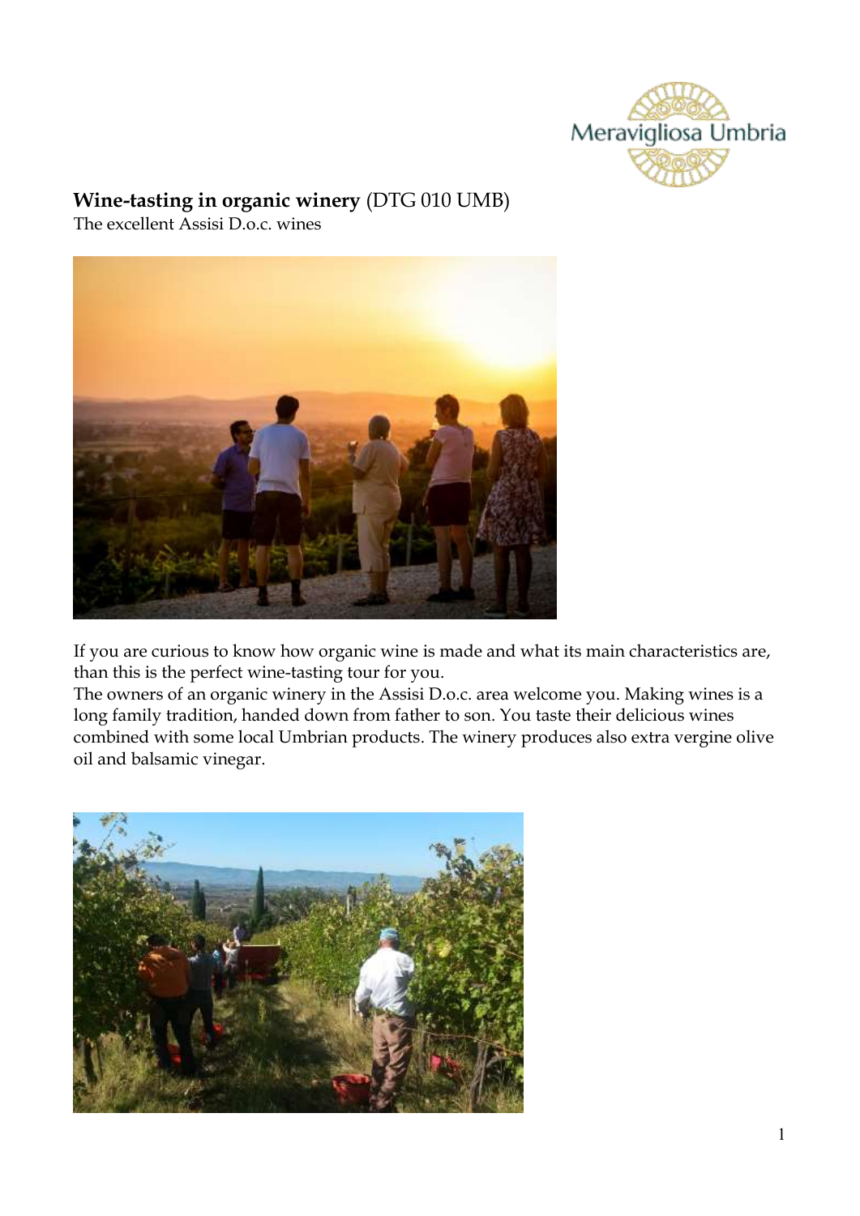**Wine-tasting in organic winery** (DTG 010 UMB)

The excellent Assisi D.o.c. wines

If you are curious to know how organic wine is made and what its main characteristics are, than this is the perfect wine-tasting tour for you.

The owners of an organic winery in the Assisi D.o.c. area welcome you. Making wines is a long family tradition, handed down from father to son. You taste their delicious wines combined with some local Umbrian products. The winery produces also extra vergine olive oil and balsamic vinegar.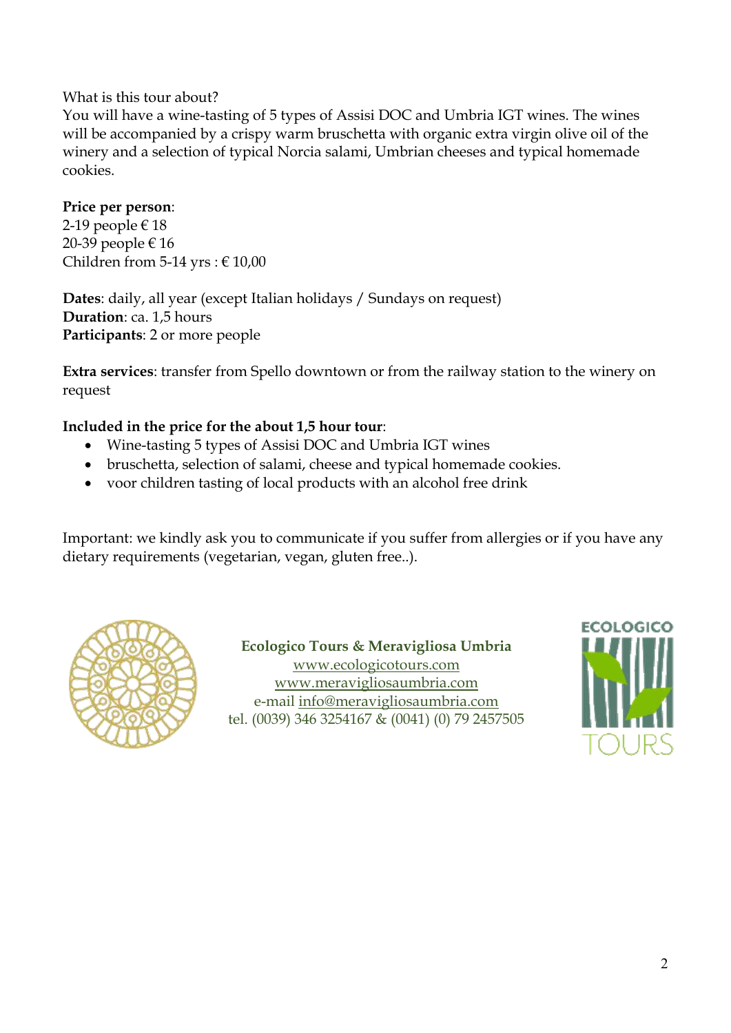What is this tour about?
You will have a wine-tasting of 5 types of Assisi DOC and Umbria IGT wines. The wines will be accompanied by a crispy warm bruschetta with organic extra virgin olive oil of the winery and a selection of typical Norcia salami, Umbrian cheeses and typical homemade cookies.

**Price per person**:
2-19 people € 18
20-39 people € 16
Children from 5-14 yrs : € 10,00

**Dates**: daily, all year (except Italian holidays / Sundays on request)
**Duration**: ca. 1,5 hours
**Participants**: 2 or more people

**Extra services**: transfer from Spello downtown or from the railway station to the winery on request

**Included in the price for the about 1,5 hour tour**:

- Wine-tasting 5 types of Assisi DOC and Umbria IGT wines
- bruschetta, selection of salami, cheese and typical homemade cookies.
- voor children tasting of local products with an alcohol free drink

Important: we kindly ask you to communicate if you suffer from allergies or if you have any dietary requirements (vegetarian, vegan, gluten free..).

**Ecologico Tours & Meravigliosa Umbria**
www.ecologicotours.com
www.meravigliosaumbria.com
e-mail info@meravigliosaumbria.com
tel. (0039) 346 3254167 & (0041) (0) 79 2457505